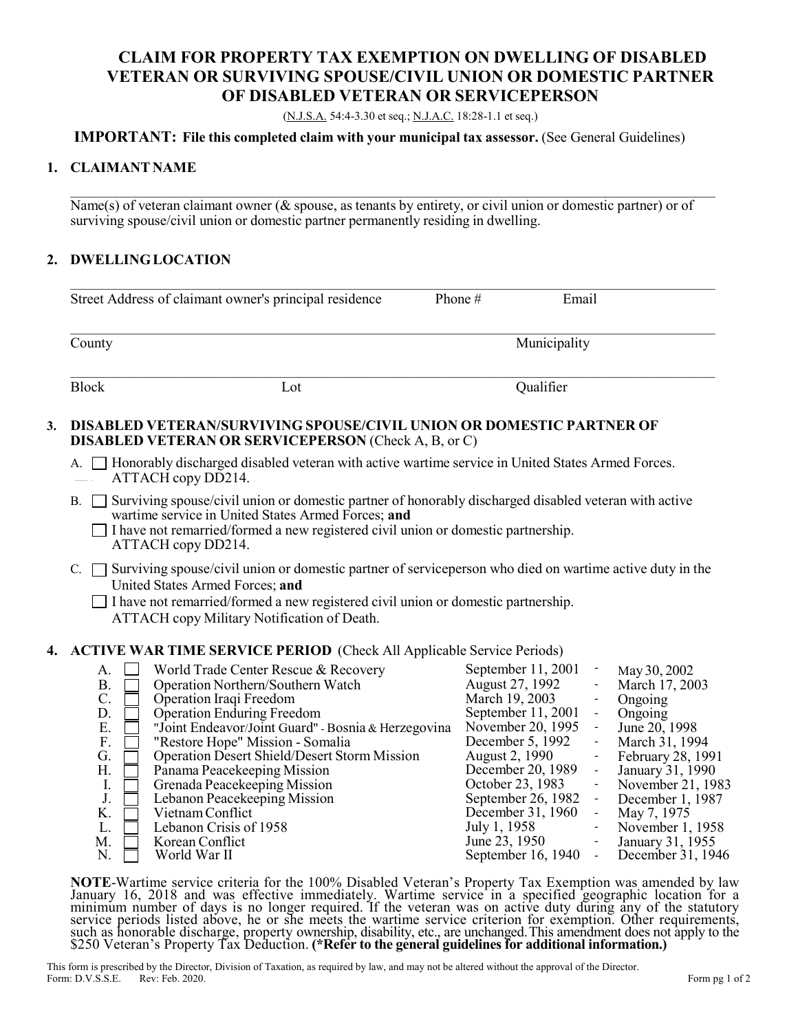# CLAIM FOR PROPERTY TAX EXEMPTION ON DWELLING OF DISABLED VETERAN OR SURVIVING SPOUSE/CIVIL UNION OR DOMESTIC PARTNER OF DISABLED VETERAN OR SERVICEPERSON

(N.J.S.A. 54:4-3.30 et seq.; N.J.A.C. 18:28-1.1 et seq.)

**IMPORTANT: File this completed claim with your municipal tax assessor.** (See General Guidelines)

## 1. CLAIMANT NAME

_______________________________________________

Name(s) of veteran claimant owner (& spouse, as tenants by entirety, or civil union or domestic partner) or of surviving spouse/civil union or domestic partner permanently residing in dwelling.

## 2. DWELLING LOCATION

_______________________________________________

Street Address of claimant owner's principal residence Phone # Email

_______________________________________________

County Municipality

_______________________________________________

Block Lot Qualifier

## 3. DISABLED VETERAN/SURVIVING SPOUSE/CIVIL UNION OR DOMESTIC PARTNER OF DISABLED VETERAN OR SERVICEPERSON (Check A, B, or C)

A. ☐ Honorably discharged disabled veteran with active wartime service in United States Armed Forces. ATTACH copy DD214.

B. ☐ Surviving spouse/civil union or domestic partner of honorably discharged disabled veteran with active wartime service in United States Armed Forces; **and**
☐ I have not remarried/formed a new registered civil union or domestic partnership. ATTACH copy DD214.

C. ☐ Surviving spouse/civil union or domestic partner of serviceperson who died on wartime active duty in the United States Armed Forces; **and**
☐ I have not remarried/formed a new registered civil union or domestic partnership. ATTACH copy Military Notification of Death.

## 4. ACTIVE WAR TIME SERVICE PERIOD (Check All Applicable Service Periods)

| | | Service Period | From | | To |
|---|---|---|---|---|---|
| A. | ☐ | World Trade Center Rescue & Recovery | September 11, 2001 | - | May 30, 2002 |
| B. | ☐ | Operation Northern/Southern Watch | August 27, 1992 | - | March 17, 2003 |
| C. | ☐ | Operation Iraqi Freedom | March 19, 2003 | - | Ongoing |
| D. | ☐ | Operation Enduring Freedom | September 11, 2001 | - | Ongoing |
| E. | ☐ | "Joint Endeavor/Joint Guard" - Bosnia & Herzegovina | November 20, 1995 | - | June 20, 1998 |
| F. | ☐ | "Restore Hope" Mission - Somalia | December 5, 1992 | - | March 31, 1994 |
| G. | ☐ | Operation Desert Shield/Desert Storm Mission | August 2, 1990 | - | February 28, 1991 |
| H. | ☐ | Panama Peacekeeping Mission | December 20, 1989 | - | January 31, 1990 |
| I. | ☐ | Grenada Peacekeeping Mission | October 23, 1983 | - | November 21, 1983 |
| J. | ☐ | Lebanon Peacekeeping Mission | September 26, 1982 | - | December 1, 1987 |
| K. | ☐ | Vietnam Conflict | December 31, 1960 | - | May 7, 1975 |
| L. | ☐ | Lebanon Crisis of 1958 | July 1, 1958 | - | November 1, 1958 |
| M. | ☐ | Korean Conflict | June 23, 1950 | - | January 31, 1955 |
| N. | ☐ | World War II | September 16, 1940 | - | December 31, 1946 |

**NOTE**-Wartime service criteria for the 100% Disabled Veteran's Property Tax Exemption was amended by law January 16, 2018 and was effective immediately. Wartime service in a specified geographic location for a minimum number of days is no longer required. If the veteran was on active duty during any of the statutory service periods listed above, he or she meets the wartime service criterion for exemption. Other requirements, such as honorable discharge, property ownership, disability, etc., are unchanged. This amendment does not apply to the $250 Veteran's Property Tax Deduction. **(*Refer to the general guidelines for additional information.)**

This form is prescribed by the Director, Division of Taxation, as required by law, and may not be altered without the approval of the Director.
Form: D.V.S.S.E. Rev: Feb. 2020.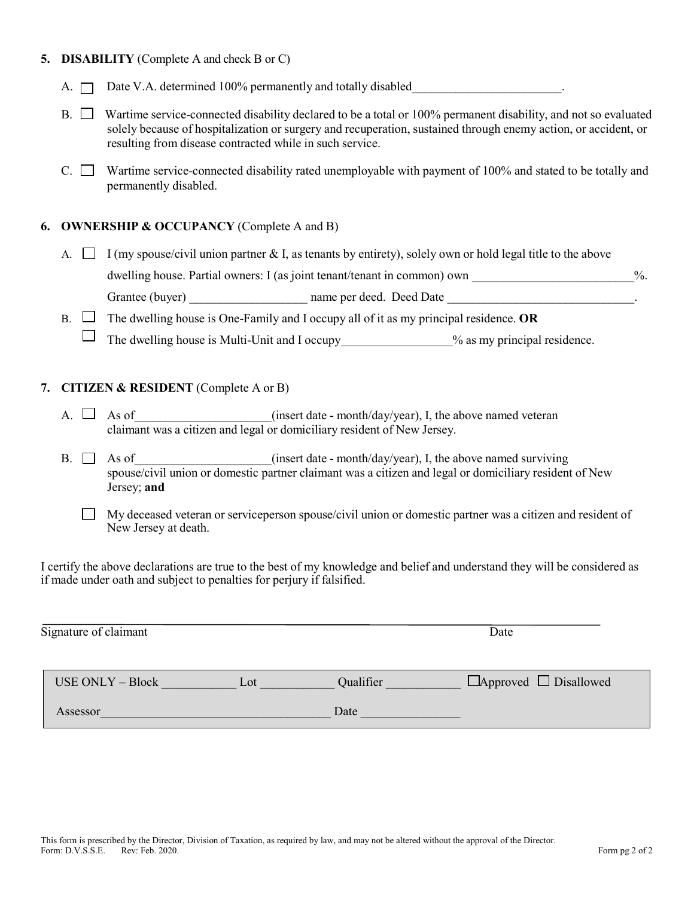**5. DISABILITY** (Complete A and check B or C)

A. ☐ Date V.A. determined 100% permanently and totally disabled________________________.

B. ☐ Wartime service-connected disability declared to be a total or 100% permanent disability, and not so evaluated solely because of hospitalization or surgery and recuperation, sustained through enemy action, or accident, or resulting from disease contracted while in such service.

C. ☐ Wartime service-connected disability rated unemployable with payment of 100% and stated to be totally and permanently disabled.

**6. OWNERSHIP & OCCUPANCY** (Complete A and B)

A. ☐ I (my spouse/civil union partner & I, as tenants by entirety), solely own or hold legal title to the above dwelling house. Partial owners: I (as joint tenant/tenant in common) own __________________________%. Grantee (buyer) ___________________ name per deed. Deed Date ______________________________.

B. ☐ The dwelling house is One-Family and I occupy all of it as my principal residence. **OR**

☐ The dwelling house is Multi-Unit and I occupy_________________% as my principal residence.

**7. CITIZEN & RESIDENT** (Complete A or B)

A. ☐ As of_____________________(insert date - month/day/year), I, the above named veteran claimant was a citizen and legal or domiciliary resident of New Jersey.

B. ☐ As of_____________________(insert date - month/day/year), I, the above named surviving spouse/civil union or domestic partner claimant was a citizen and legal or domiciliary resident of New Jersey; **and**

☐ My deceased veteran or serviceperson spouse/civil union or domestic partner was a citizen and resident of New Jersey at death.

I certify the above declarations are true to the best of my knowledge and belief and understand they will be considered as if made under oath and subject to penalties for perjury if falsified.

_______________________________________________ _______________

Signature of claimant Date

| USE ONLY – Block ___________ | Lot ___________ | Qualifier ___________ | ☐Approved ☐ Disallowed |
|---|---|---|---|
| Assessor ___________________________________ | Date _______________ | | |

This form is prescribed by the Director, Division of Taxation, as required by law, and may not be altered without the approval of the Director.
Form: D.V.S.S.E. Rev: Feb. 2020.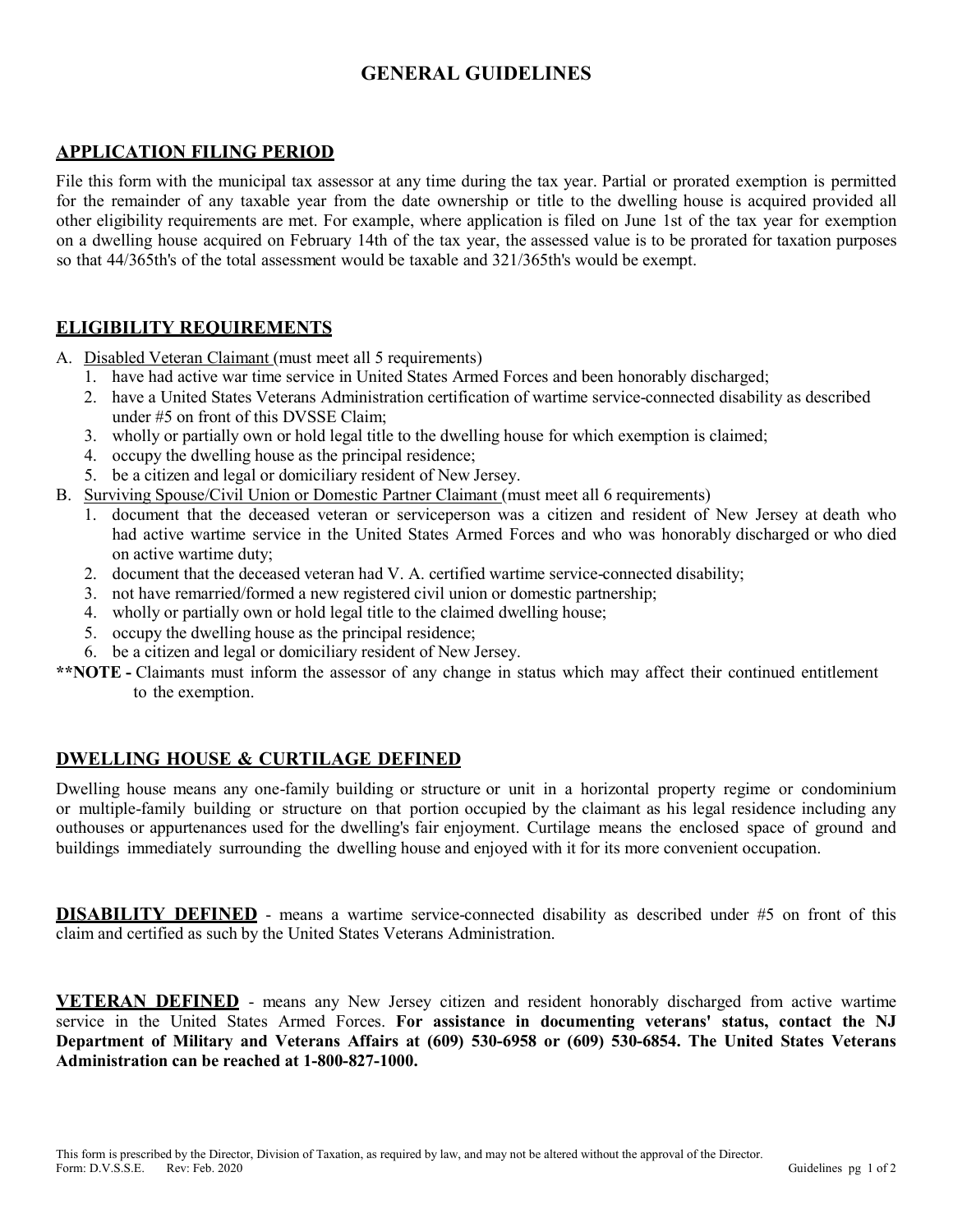# GENERAL GUIDELINES

## APPLICATION FILING PERIOD

File this form with the municipal tax assessor at any time during the tax year. Partial or prorated exemption is permitted for the remainder of any taxable year from the date ownership or title to the dwelling house is acquired provided all other eligibility requirements are met. For example, where application is filed on June 1st of the tax year for exemption on a dwelling house acquired on February 14th of the tax year, the assessed value is to be prorated for taxation purposes so that 44/365th's of the total assessment would be taxable and 321/365th's would be exempt.

## ELIGIBILITY REQUIREMENTS

A. Disabled Veteran Claimant (must meet all 5 requirements)
   1. have had active war time service in United States Armed Forces and been honorably discharged;
   2. have a United States Veterans Administration certification of wartime service-connected disability as described under #5 on front of this DVSSE Claim;
   3. wholly or partially own or hold legal title to the dwelling house for which exemption is claimed;
   4. occupy the dwelling house as the principal residence;
   5. be a citizen and legal or domiciliary resident of New Jersey.

B. Surviving Spouse/Civil Union or Domestic Partner Claimant (must meet all 6 requirements)
   1. document that the deceased veteran or serviceperson was a citizen and resident of New Jersey at death who had active wartime service in the United States Armed Forces and who was honorably discharged or who died on active wartime duty;
   2. document that the deceased veteran had V. A. certified wartime service-connected disability;
   3. not have remarried/formed a new registered civil union or domestic partnership;
   4. wholly or partially own or hold legal title to the claimed dwelling house;
   5. occupy the dwelling house as the principal residence;
   6. be a citizen and legal or domiciliary resident of New Jersey.

****NOTE -** Claimants must inform the assessor of any change in status which may affect their continued entitlement to the exemption.

## DWELLING HOUSE & CURTILAGE DEFINED

Dwelling house means any one-family building or structure or unit in a horizontal property regime or condominium or multiple-family building or structure on that portion occupied by the claimant as his legal residence including any outhouses or appurtenances used for the dwelling's fair enjoyment. Curtilage means the enclosed space of ground and buildings immediately surrounding the dwelling house and enjoyed with it for its more convenient occupation.

**DISABILITY DEFINED** - means a wartime service-connected disability as described under #5 on front of this claim and certified as such by the United States Veterans Administration.

**VETERAN DEFINED** - means any New Jersey citizen and resident honorably discharged from active wartime service in the United States Armed Forces. **For assistance in documenting veterans' status, contact the NJ Department of Military and Veterans Affairs at (609) 530-6958 or (609) 530-6854. The United States Veterans Administration can be reached at 1-800-827-1000.**

This form is prescribed by the Director, Division of Taxation, as required by law, and may not be altered without the approval of the Director.
Form: D.V.S.S.E. Rev: Feb. 2020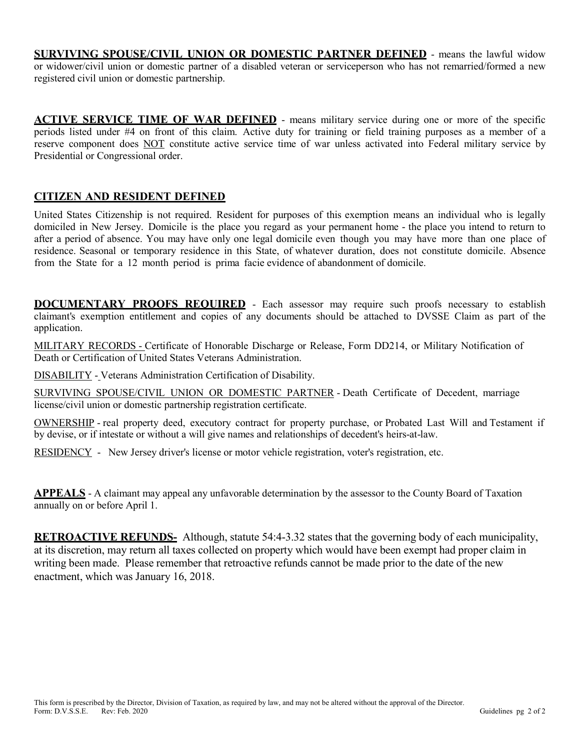**SURVIVING SPOUSE/CIVIL UNION OR DOMESTIC PARTNER DEFINED** - means the lawful widow or widower/civil union or domestic partner of a disabled veteran or serviceperson who has not remarried/formed a new registered civil union or domestic partnership.

**ACTIVE SERVICE TIME OF WAR DEFINED** - means military service during one or more of the specific periods listed under #4 on front of this claim. Active duty for training or field training purposes as a member of a reserve component does NOT constitute active service time of war unless activated into Federal military service by Presidential or Congressional order.

**CITIZEN AND RESIDENT DEFINED**

United States Citizenship is not required. Resident for purposes of this exemption means an individual who is legally domiciled in New Jersey. Domicile is the place you regard as your permanent home - the place you intend to return to after a period of absence. You may have only one legal domicile even though you may have more than one place of residence. Seasonal or temporary residence in this State, of whatever duration, does not constitute domicile. Absence from the State for a 12 month period is prima facie evidence of abandonment of domicile.

**DOCUMENTARY PROOFS REQUIRED** - Each assessor may require such proofs necessary to establish claimant's exemption entitlement and copies of any documents should be attached to DVSSE Claim as part of the application.

MILITARY RECORDS - Certificate of Honorable Discharge or Release, Form DD214, or Military Notification of Death or Certification of United States Veterans Administration.

DISABILITY - Veterans Administration Certification of Disability.

SURVIVING SPOUSE/CIVIL UNION OR DOMESTIC PARTNER - Death Certificate of Decedent, marriage license/civil union or domestic partnership registration certificate.

OWNERSHIP - real property deed, executory contract for property purchase, or Probated Last Will and Testament if by devise, or if intestate or without a will give names and relationships of decedent's heirs-at-law.

RESIDENCY - New Jersey driver's license or motor vehicle registration, voter's registration, etc.

**APPEALS** - A claimant may appeal any unfavorable determination by the assessor to the County Board of Taxation annually on or before April 1.

**RETROACTIVE REFUNDS-** Although, statute 54:4-3.32 states that the governing body of each municipality, at its discretion, may return all taxes collected on property which would have been exempt had proper claim in writing been made. Please remember that retroactive refunds cannot be made prior to the date of the new enactment, which was January 16, 2018.

This form is prescribed by the Director, Division of Taxation, as required by law, and may not be altered without the approval of the Director.
Form: D.V.S.S.E. Rev: Feb. 2020